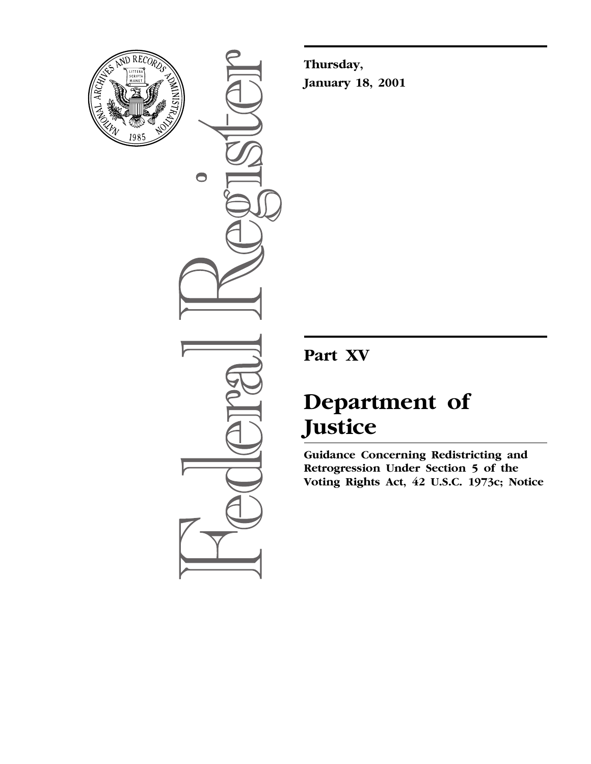**Thursday,**

**January 18, 2001**

## Part XV

# Department of Justice

**Guidance Concerning Redistricting and Retrogression Under Section 5 of the Voting Rights Act, 42 U.S.C. 1973c; Notice**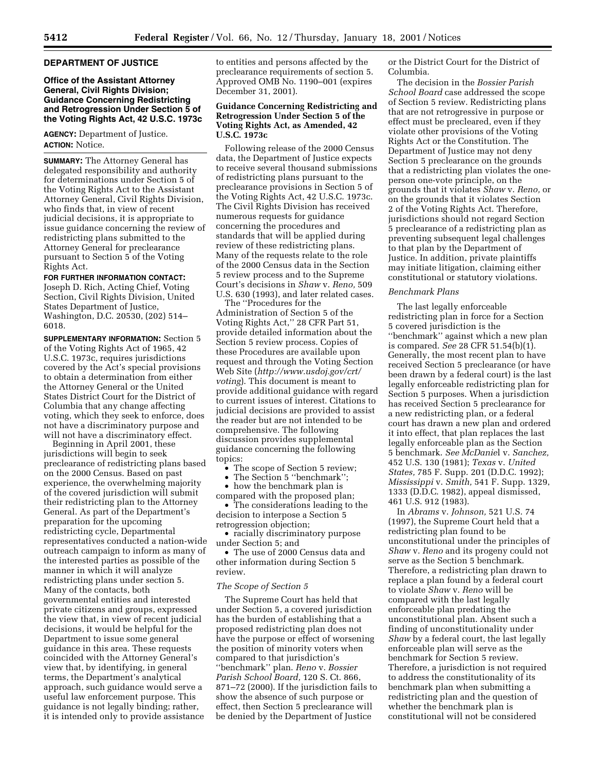## DEPARTMENT OF JUSTICE

### Office of the Assistant Attorney General, Civil Rights Division; Guidance Concerning Redistricting and Retrogression Under Section 5 of the Voting Rights Act, 42 U.S.C. 1973c

**AGENCY:** Department of Justice.

**ACTION:** Notice.

**SUMMARY:** The Attorney General has delegated responsibility and authority for determinations under Section 5 of the Voting Rights Act to the Assistant Attorney General, Civil Rights Division, who finds that, in view of recent judicial decisions, it is appropriate to issue guidance concerning the review of redistricting plans submitted to the Attorney General for preclearance pursuant to Section 5 of the Voting Rights Act.

**FOR FURTHER INFORMATION CONTACT:** Joseph D. Rich, Acting Chief, Voting Section, Civil Rights Division, United States Department of Justice, Washington, D.C. 20530, (202) 514–6018.

**SUPPLEMENTARY INFORMATION:** Section 5 of the Voting Rights Act of 1965, 42 U.S.C. 1973c, requires jurisdictions covered by the Act's special provisions to obtain a determination from either the Attorney General or the United States District Court for the District of Columbia that any change affecting voting, which they seek to enforce, does not have a discriminatory purpose and will not have a discriminatory effect.

Beginning in April 2001, these jurisdictions will begin to seek preclearance of redistricting plans based on the 2000 Census. Based on past experience, the overwhelming majority of the covered jurisdiction will submit their redistricting plan to the Attorney General. As part of the Department's preparation for the upcoming redistricting cycle, Departmental representatives conducted a nation-wide outreach campaign to inform as many of the interested parties as possible of the manner in which it will analyze redistricting plans under section 5. Many of the contacts, both governmental entities and interested private citizens and groups, expressed the view that, in view of recent judicial decisions, it would be helpful for the Department to issue some general guidance in this area. These requests coincided with the Attorney General's view that, by identifying, in general terms, the Department's analytical approach, such guidance would serve a useful law enforcement purpose. This guidance is not legally binding; rather, it is intended only to provide assistance to entities and persons affected by the preclearance requirements of section 5. Approved OMB No. 1190–001 (expires December 31, 2001).

### Guidance Concerning Redistricting and Retrogression Under Section 5 of the Voting Rights Act, as Amended, 42 U.S.C. 1973c

Following release of the 2000 Census data, the Department of Justice expects to receive several thousand submissions of redistricting plans pursuant to the preclearance provisions in Section 5 of the Voting Rights Act, 42 U.S.C. 1973c. The Civil Rights Division has received numerous requests for guidance concerning the procedures and standards that will be applied during review of these redistricting plans. Many of the requests relate to the role of the 2000 Census data in the Section 5 review process and to the Supreme Court's decisions in *Shaw* v. *Reno,* 509 U.S. 630 (1993), and later related cases.

The ''Procedures for the Administration of Section 5 of the Voting Rights Act,'' 28 CFR Part 51, provide detailed information about the Section 5 review process. Copies of these Procedures are available upon request and through the Voting Section Web Site (*http://www.usdoj.gov/crt/voting*). This document is meant to provide additional guidance with regard to current issues of interest. Citations to judicial decisions are provided to assist the reader but are not intended to be comprehensive. The following discussion provides supplemental guidance concerning the following topics:

- The scope of Section 5 review;
- The Section 5 ''benchmark'';
- how the benchmark plan is compared with the proposed plan;
- The considerations leading to the decision to interpose a Section 5 retrogression objection;
- racially discriminatory purpose under Section 5; and
- The use of 2000 Census data and other information during Section 5 review.

#### *The Scope of Section 5*

The Supreme Court has held that under Section 5, a covered jurisdiction has the burden of establishing that a proposed redistricting plan does not have the purpose or effect of worsening the position of minority voters when compared to that jurisdiction's ''benchmark'' plan. *Reno* v. *Bossier Parish School Board,* 120 S. Ct. 866, 871–72 (2000). If the jurisdiction fails to show the absence of such purpose or effect, then Section 5 preclearance will be denied by the Department of Justice or the District Court for the District of Columbia.

The decision in the *Bossier Parish School Board* case addressed the scope of Section 5 review. Redistricting plans that are not retrogressive in purpose or effect must be precleared, even if they violate other provisions of the Voting Rights Act or the Constitution. The Department of Justice may not deny Section 5 preclearance on the grounds that a redistricting plan violates the one-person one-vote principle, on the grounds that it violates *Shaw* v. *Reno,* or on the grounds that it violates Section 2 of the Voting Rights Act. Therefore, jurisdictions should not regard Section 5 preclearance of a redistricting plan as preventing subsequent legal challenges to that plan by the Department of Justice. In addition, private plaintiffs may initiate litigation, claiming either constitutional or statutory violations.

#### *Benchmark Plans*

The last legally enforceable redistricting plan in force for a Section 5 covered jurisdiction is the ''benchmark'' against which a new plan is compared. *See* 28 CFR 51.54(b)(1). Generally, the most recent plan to have received Section 5 preclearance (or have been drawn by a federal court) is the last legally enforceable redistricting plan for Section 5 purposes. When a jurisdiction has received Section 5 preclearance for a new redistricting plan, or a federal court has drawn a new plan and ordered it into effect, that plan replaces the last legally enforceable plan as the Section 5 benchmark. *See McDaniel* v. *Sanchez,* 452 U.S. 130 (1981); *Texas* v. *United States,* 785 F. Supp. 201 (D.D.C. 1992); *Mississippi* v. *Smith,* 541 F. Supp. 1329, 1333 (D.D.C. 1982), appeal dismissed, 461 U.S. 912 (1983).

In *Abrams* v. *Johnson,* 521 U.S. 74 (1997), the Supreme Court held that a redistricting plan found to be unconstitutional under the principles of *Shaw* v. *Reno* and its progeny could not serve as the Section 5 benchmark. Therefore, a redistricting plan drawn to replace a plan found by a federal court to violate *Shaw* v. *Reno* will be compared with the last legally enforceable plan predating the unconstitutional plan. Absent such a finding of unconstitutionality under *Shaw* by a federal court, the last legally enforceable plan will serve as the benchmark for Section 5 review. Therefore, a jurisdiction is not required to address the constitutionality of its benchmark plan when submitting a redistricting plan and the question of whether the benchmark plan is constitutional will not be considered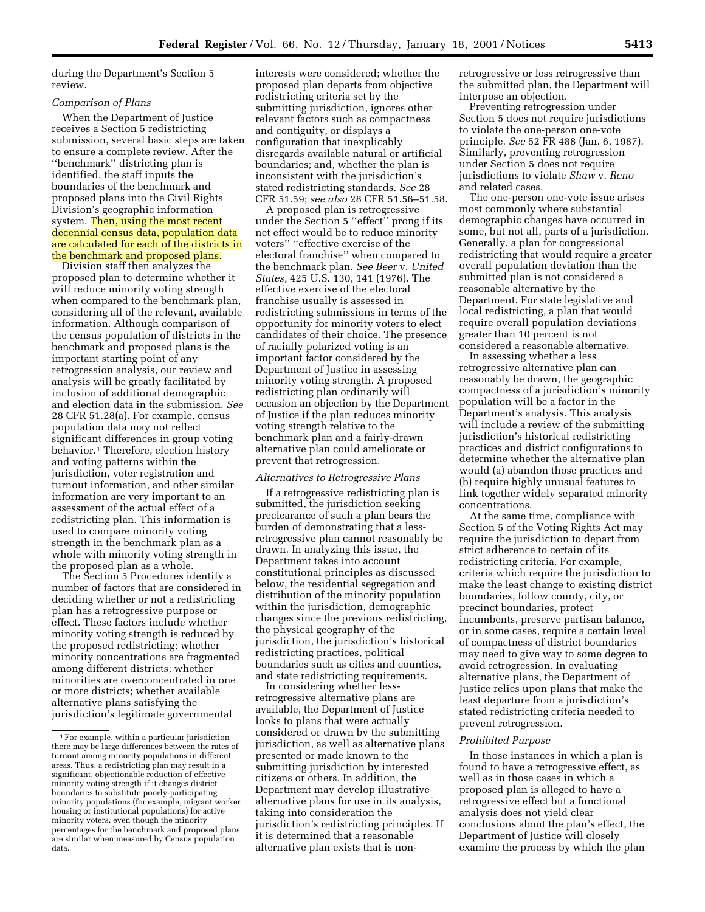during the Department's Section 5 review.

*Comparison of Plans*

When the Department of Justice receives a Section 5 redistricting submission, several basic steps are taken to ensure a complete review. After the ''benchmark'' districting plan is identified, the staff inputs the boundaries of the benchmark and proposed plans into the Civil Rights Division's geographic information system. Then, using the most recent decennial census data, population data are calculated for each of the districts in the benchmark and proposed plans.

Division staff then analyzes the proposed plan to determine whether it will reduce minority voting strength when compared to the benchmark plan, considering all of the relevant, available information. Although comparison of the census population of districts in the benchmark and proposed plans is the important starting point of any retrogression analysis, our review and analysis will be greatly facilitated by inclusion of additional demographic and election data in the submission. *See* 28 CFR 51.28(a). For example, census population data may not reflect significant differences in group voting behavior.[1] Therefore, election history and voting patterns within the jurisdiction, voter registration and turnout information, and other similar information are very important to an assessment of the actual effect of a redistricting plan. This information is used to compare minority voting strength in the benchmark plan as a whole with minority voting strength in the proposed plan as a whole.

The Section 5 Procedures identify a number of factors that are considered in deciding whether or not a redistricting plan has a retrogressive purpose or effect. These factors include whether minority voting strength is reduced by the proposed redistricting; whether minority concentrations are fragmented among different districts; whether minorities are overconcentrated in one or more districts; whether available alternative plans satisfying the jurisdiction's legitimate governmental interests were considered; whether the proposed plan departs from objective redistricting criteria set by the submitting jurisdiction, ignores other relevant factors such as compactness and contiguity, or displays a configuration that inexplicably disregards available natural or artificial boundaries; and, whether the plan is inconsistent with the jurisdiction's stated redistricting standards. *See* 28 CFR 51.59; *see also* 28 CFR 51.56–51.58.

A proposed plan is retrogressive under the Section 5 ''effect'' prong if its net effect would be to reduce minority voters' ''effective exercise of the electoral franchise'' when compared to the benchmark plan. *See Beer* v. *United States,* 425 U.S. 130, 141 (1976). The effective exercise of the electoral franchise usually is assessed in redistricting submissions in terms of the opportunity for minority voters to elect candidates of their choice. The presence of racially polarized voting is an important factor considered by the Department of Justice in assessing minority voting strength. A proposed redistricting plan ordinarily will occasion an objection by the Department of Justice if the plan reduces minority voting strength relative to the benchmark plan and a fairly-drawn alternative plan could ameliorate or prevent that retrogression.

*Alternatives to Retrogressive Plans*

If a retrogressive redistricting plan is submitted, the jurisdiction seeking preclearance of such a plan bears the burden of demonstrating that a less-retrogressive plan cannot reasonably be drawn. In analyzing this issue, the Department takes into account constitutional principles as discussed below, the residential segregation and distribution of the minority population within the jurisdiction, demographic changes since the previous redistricting, the physical geography of the jurisdiction, the jurisdiction's historical redistricting practices, political boundaries such as cities and counties, and state redistricting requirements.

In considering whether less-retrogressive alternative plans are available, the Department of Justice looks to plans that were actually considered or drawn by the submitting jurisdiction, as well as alternative plans presented or made known to the submitting jurisdiction by interested citizens or others. In addition, the Department may develop illustrative alternative plans for use in its analysis, taking into consideration the jurisdiction's redistricting principles. If it is determined that a reasonable alternative plan exists that is non-retrogressive or less retrogressive than the submitted plan, the Department will interpose an objection.

Preventing retrogression under Section 5 does not require jurisdictions to violate the one-person one-vote principle. *See* 52 FR 488 (Jan. 6, 1987). Similarly, preventing retrogression under Section 5 does not require jurisdictions to violate *Shaw* v. *Reno* and related cases.

The one-person one-vote issue arises most commonly where substantial demographic changes have occurred in some, but not all, parts of a jurisdiction. Generally, a plan for congressional redistricting that would require a greater overall population deviation than the submitted plan is not considered a reasonable alternative by the Department. For state legislative and local redistricting, a plan that would require overall population deviations greater than 10 percent is not considered a reasonable alternative.

In assessing whether a less retrogressive alternative plan can reasonably be drawn, the geographic compactness of a jurisdiction's minority population will be a factor in the Department's analysis. This analysis will include a review of the submitting jurisdiction's historical redistricting practices and district configurations to determine whether the alternative plan would (a) abandon those practices and (b) require highly unusual features to link together widely separated minority concentrations.

At the same time, compliance with Section 5 of the Voting Rights Act may require the jurisdiction to depart from strict adherence to certain of its redistricting criteria. For example, criteria which require the jurisdiction to make the least change to existing district boundaries, follow county, city, or precinct boundaries, protect incumbents, preserve partisan balance, or in some cases, require a certain level of compactness of district boundaries may need to give way to some degree to avoid retrogression. In evaluating alternative plans, the Department of Justice relies upon plans that make the least departure from a jurisdiction's stated redistricting criteria needed to prevent retrogression.

*Prohibited Purpose*

In those instances in which a plan is found to have a retrogressive effect, as well as in those cases in which a proposed plan is alleged to have a retrogressive effect but a functional analysis does not yield clear conclusions about the plan's effect, the Department of Justice will closely examine the process by which the plan

---

[1] For example, within a particular jurisdiction there may be large differences between the rates of turnout among minority populations in different areas. Thus, a redistricting plan may result in a significant, objectionable reduction of effective minority voting strength if it changes district boundaries to substitute poorly-participating minority populations (for example, migrant worker housing or institutional populations) for active minority voters, even though the minority percentages for the benchmark and proposed plans are similar when measured by Census population data.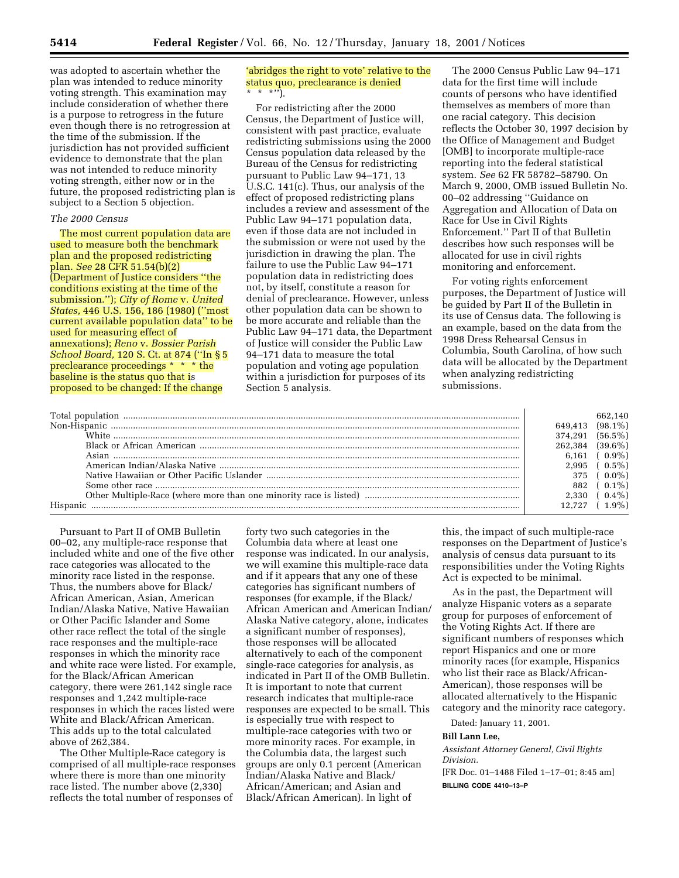was adopted to ascertain whether the plan was intended to reduce minority voting strength. This examination may include consideration of whether there is a purpose to retrogress in the future even though there is no retrogression at the time of the submission. If the jurisdiction has not provided sufficient evidence to demonstrate that the plan was not intended to reduce minority voting strength, either now or in the future, the proposed redistricting plan is subject to a Section 5 objection.

*The 2000 Census*

The most current population data are used to measure both the benchmark plan and the proposed redistricting plan. *See* 28 CFR 51.54(b)(2) (Department of Justice considers ''the conditions existing at the time of the submission.''); *City of Rome* v. *United States,* 446 U.S. 156, 186 (1980) (''most current available population data'' to be used for measuring effect of annexations); *Reno* v. *Bossier Parish School Board,* 120 S. Ct. at 874 (''In § 5 preclearance proceedings * * * the baseline is the status quo that is proposed to be changed: If the change 'abridges the right to vote' relative to the status quo, preclearance is denied * * *'').

For redistricting after the 2000 Census, the Department of Justice will, consistent with past practice, evaluate redistricting submissions using the 2000 Census population data released by the Bureau of the Census for redistricting pursuant to Public Law 94–171, 13 U.S.C. 141(c). Thus, our analysis of the effect of proposed redistricting plans includes a review and assessment of the Public Law 94–171 population data, even if those data are not included in the submission or were not used by the jurisdiction in drawing the plan. The failure to use the Public Law 94–171 population data in redistricting does not, by itself, constitute a reason for denial of preclearance. However, unless other population data can be shown to be more accurate and reliable than the Public Law 94–171 data, the Department of Justice will consider the Public Law 94–171 data to measure the total population and voting age population within a jurisdiction for purposes of its Section 5 analysis.

The 2000 Census Public Law 94–171 data for the first time will include counts of persons who have identified themselves as members of more than one racial category. This decision reflects the October 30, 1997 decision by the Office of Management and Budget [OMB] to incorporate multiple-race reporting into the federal statistical system. *See* 62 FR 58782–58790. On March 9, 2000, OMB issued Bulletin No. 00–02 addressing ''Guidance on Aggregation and Allocation of Data on Race for Use in Civil Rights Enforcement.'' Part II of that Bulletin describes how such responses will be allocated for use in civil rights monitoring and enforcement.

For voting rights enforcement purposes, the Department of Justice will be guided by Part II of the Bulletin in its use of Census data. The following is an example, based on the data from the 1998 Dress Rehearsal Census in Columbia, South Carolina, of how such data will be allocated by the Department when analyzing redistricting submissions.

| | | |
|---|---|---|
| Total population | | 662,140 |
| Non-Hispanic | 649,413 | (98.1%) |
| White | 374,291 | (56.5%) |
| Black or African American | 262,384 | (39.6%) |
| Asian | 6,161 | (0.9%) |
| American Indian/Alaska Native | 2,995 | (0.5%) |
| Native Hawaiian or Other Pacific Uslander | 375 | (0.0%) |
| Some other race | 882 | (0.1%) |
| Other Multiple-Race (where more than one minority race is listed) | 2,330 | (0.4%) |
| Hispanic | 12,727 | (1.9%) |

Pursuant to Part II of OMB Bulletin 00–02, any multiple-race response that included white and one of the five other race categories was allocated to the minority race listed in the response. Thus, the numbers above for Black/African American, Asian, American Indian/Alaska Native, Native Hawaiian or Other Pacific Islander and Some other race reflect the total of the single race responses and the multiple-race responses in which the minority race and white race were listed. For example, for the Black/African American category, there were 261,142 single race responses and 1,242 multiple-race responses in which the races listed were White and Black/African American. This adds up to the total calculated above of 262,384.

The Other Multiple-Race category is comprised of all multiple-race responses where there is more than one minority race listed. The number above (2,330) reflects the total number of responses of forty two such categories in the Columbia data where at least one response was indicated. In our analysis, we will examine this multiple-race data and if it appears that any one of these categories has significant numbers of responses (for example, if the Black/African American and American Indian/Alaska Native category, alone, indicates a significant number of responses), those responses will be allocated alternatively to each of the component single-race categories for analysis, as indicated in Part II of the OMB Bulletin. It is important to note that current research indicates that multiple-race responses are expected to be small. This is especially true with respect to multiple-race categories with two or more minority races. For example, in the Columbia data, the largest such groups are only 0.1 percent (American Indian/Alaska Native and Black/African/American; and Asian and Black/African American). In light of this, the impact of such multiple-race responses on the Department of Justice's analysis of census data pursuant to its responsibilities under the Voting Rights Act is expected to be minimal.

As in the past, the Department will analyze Hispanic voters as a separate group for purposes of enforcement of the Voting Rights Act. If there are significant numbers of responses which report Hispanics and one or more minority races (for example, Hispanics who list their race as Black/African-American), those responses will be allocated alternatively to the Hispanic category and the minority race category.

Dated: January 11, 2001.

**Bill Lann Lee,**

*Assistant Attorney General, Civil Rights Division.*

[FR Doc. 01–1488 Filed 1–17–01; 8:45 am]

**BILLING CODE 4410–13–P**